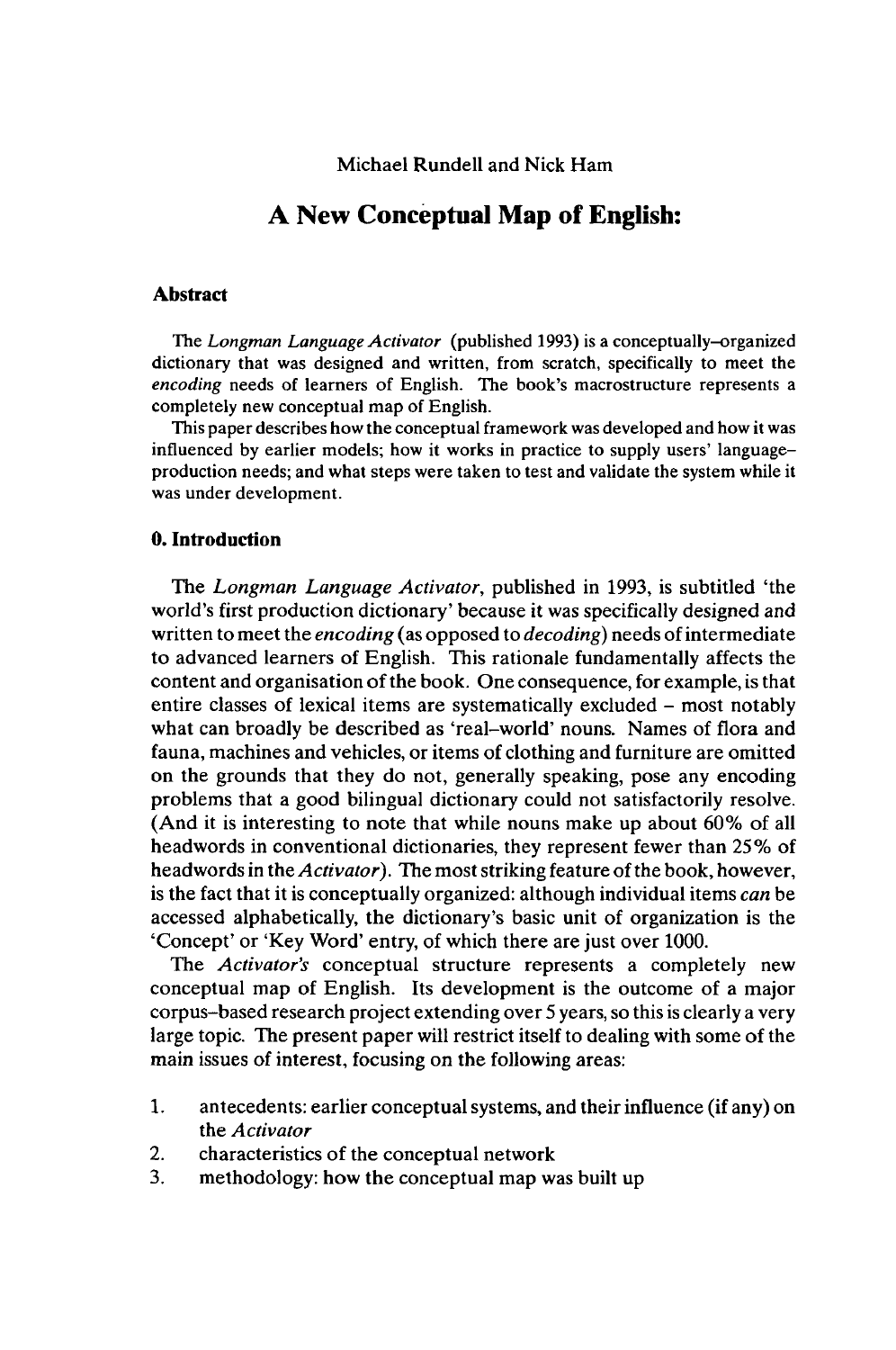Michael Rundell and Nick Ham

# A New Conceptual Map of English:

## Abstract

The *Longman Language Activator* (published 1993) is a conceptually–organized dictionary that was designed and written, from scratch, specifically to meet the *encoding* needs of learners of English. The book's macrostructure represents a completely new conceptual map of English.

This paper describes how the conceptual framework was developed and how it was influenced by earlier models; how it works in practice to supply users' language–production needs; and what steps were taken to test and validate the system while it was under development.

## 0. Introduction

The *Longman Language Activator*, published in 1993, is subtitled 'the world's first production dictionary' because it was specifically designed and written to meet the *encoding* (as opposed to *decoding*) needs of intermediate to advanced learners of English. This rationale fundamentally affects the content and organisation of the book. One consequence, for example, is that entire classes of lexical items are systematically excluded – most notably what can broadly be described as 'real–world' nouns. Names of flora and fauna, machines and vehicles, or items of clothing and furniture are omitted on the grounds that they do not, generally speaking, pose any encoding problems that a good bilingual dictionary could not satisfactorily resolve. (And it is interesting to note that while nouns make up about 60% of all headwords in conventional dictionaries, they represent fewer than 25% of headwords in the *Activator*). The most striking feature of the book, however, is the fact that it is conceptually organized: although individual items *can* be accessed alphabetically, the dictionary's basic unit of organization is the 'Concept' or 'Key Word' entry, of which there are just over 1000.

The *Activator's* conceptual structure represents a completely new conceptual map of English. Its development is the outcome of a major corpus–based research project extending over 5 years, so this is clearly a very large topic. The present paper will restrict itself to dealing with some of the main issues of interest, focusing on the following areas:

1. antecedents: earlier conceptual systems, and their influence (if any) on the *Activator*
2. characteristics of the conceptual network
3. methodology: how the conceptual map was built up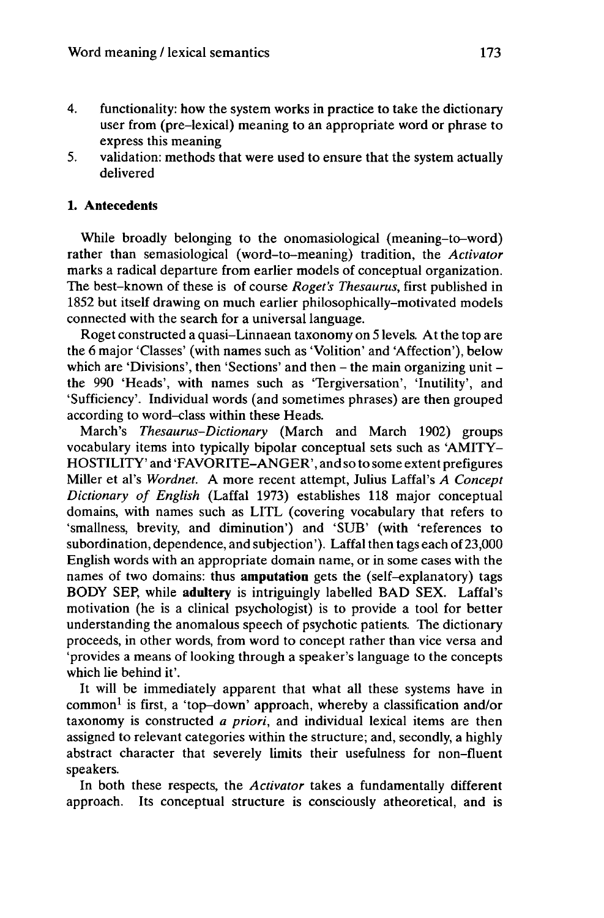4. functionality: how the system works in practice to take the dictionary user from (pre-lexical) meaning to an appropriate word or phrase to express this meaning
5. validation: methods that were used to ensure that the system actually delivered

## 1. Antecedents

While broadly belonging to the onomasiological (meaning-to-word) rather than semasiological (word-to-meaning) tradition, the *Activator* marks a radical departure from earlier models of conceptual organization. The best-known of these is of course *Roget's Thesaurus*, first published in 1852 but itself drawing on much earlier philosophically-motivated models connected with the search for a universal language.

Roget constructed a quasi-Linnaean taxonomy on 5 levels. At the top are the 6 major 'Classes' (with names such as 'Volition' and 'Affection'), below which are 'Divisions', then 'Sections' and then – the main organizing unit – the 990 'Heads', with names such as 'Tergiversation', 'Inutility', and 'Sufficiency'. Individual words (and sometimes phrases) are then grouped according to word-class within these Heads.

March's *Thesaurus-Dictionary* (March and March 1902) groups vocabulary items into typically bipolar conceptual sets such as 'AMITY-HOSTILITY' and 'FAVORITE-ANGER', and so to some extent prefigures Miller et al's *Wordnet*. A more recent attempt, Julius Laffal's *A Concept Dictionary of English* (Laffal 1973) establishes 118 major conceptual domains, with names such as LITL (covering vocabulary that refers to 'smallness, brevity, and diminution') and 'SUB' (with 'references to subordination, dependence, and subjection'). Laffal then tags each of 23,000 English words with an appropriate domain name, or in some cases with the names of two domains: thus **amputation** gets the (self-explanatory) tags BODY SEP, while **adultery** is intriguingly labelled BAD SEX. Laffal's motivation (he is a clinical psychologist) is to provide a tool for better understanding the anomalous speech of psychotic patients. The dictionary proceeds, in other words, from word to concept rather than vice versa and 'provides a means of looking through a speaker's language to the concepts which lie behind it'.

It will be immediately apparent that what all these systems have in common[1] is first, a 'top-down' approach, whereby a classification and/or taxonomy is constructed *a priori*, and individual lexical items are then assigned to relevant categories within the structure; and, secondly, a highly abstract character that severely limits their usefulness for non-fluent speakers.

In both these respects, the *Activator* takes a fundamentally different approach. Its conceptual structure is consciously atheoretical, and is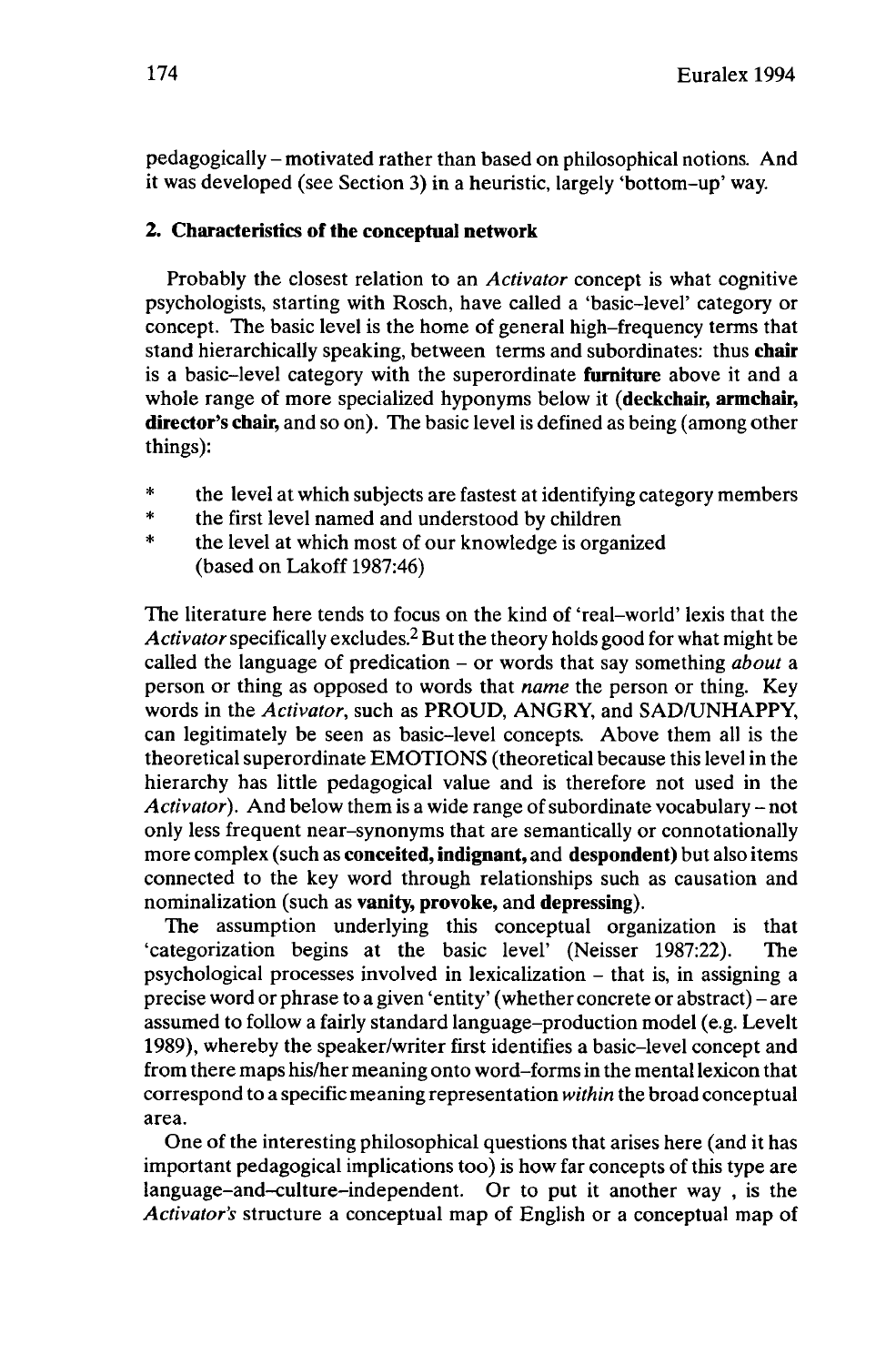pedagogically – motivated rather than based on philosophical notions. And it was developed (see Section 3) in a heuristic, largely 'bottom-up' way.

## 2. Characteristics of the conceptual network

Probably the closest relation to an *Activator* concept is what cognitive psychologists, starting with Rosch, have called a 'basic-level' category or concept. The basic level is the home of general high-frequency terms that stand hierarchically speaking, between terms and subordinates: thus **chair** is a basic-level category with the superordinate **furniture** above it and a whole range of more specialized hyponyms below it (**deckchair, armchair, director's chair,** and so on). The basic level is defined as being (among other things):

* the level at which subjects are fastest at identifying category members
* the first level named and understood by children
* the level at which most of our knowledge is organized
  (based on Lakoff 1987:46)

The literature here tends to focus on the kind of 'real-world' lexis that the *Activator* specifically excludes.[2] But the theory holds good for what might be called the language of predication – or words that say something *about* a person or thing as opposed to words that *name* the person or thing. Key words in the *Activator*, such as PROUD, ANGRY, and SAD/UNHAPPY, can legitimately be seen as basic-level concepts. Above them all is the theoretical superordinate EMOTIONS (theoretical because this level in the hierarchy has little pedagogical value and is therefore not used in the *Activator*). And below them is a wide range of subordinate vocabulary – not only less frequent near-synonyms that are semantically or connotationally more complex (such as **conceited, indignant,** and **despondent**) but also items connected to the key word through relationships such as causation and nominalization (such as **vanity, provoke,** and **depressing**).

The assumption underlying this conceptual organization is that 'categorization begins at the basic level' (Neisser 1987:22). The psychological processes involved in lexicalization – that is, in assigning a precise word or phrase to a given 'entity' (whether concrete or abstract) – are assumed to follow a fairly standard language-production model (e.g. Levelt 1989), whereby the speaker/writer first identifies a basic-level concept and from there maps his/her meaning onto word-forms in the mental lexicon that correspond to a specific meaning representation *within* the broad conceptual area.

One of the interesting philosophical questions that arises here (and it has important pedagogical implications too) is how far concepts of this type are language-and-culture-independent. Or to put it another way , is the *Activator's* structure a conceptual map of English or a conceptual map of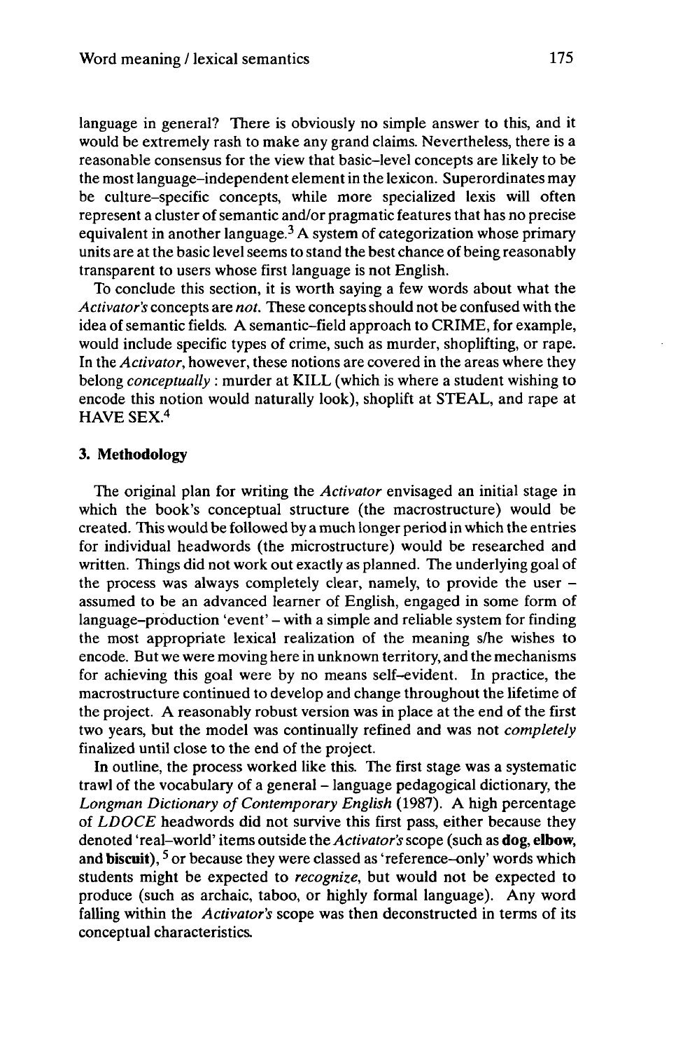language in general? There is obviously no simple answer to this, and it would be extremely rash to make any grand claims. Nevertheless, there is a reasonable consensus for the view that basic–level concepts are likely to be the most language–independent element in the lexicon. Superordinates may be culture–specific concepts, while more specialized lexis will often represent a cluster of semantic and/or pragmatic features that has no precise equivalent in another language.[3] A system of categorization whose primary units are at the basic level seems to stand the best chance of being reasonably transparent to users whose first language is not English.

To conclude this section, it is worth saying a few words about what the *Activator's* concepts are *not*. These concepts should not be confused with the idea of semantic fields. A semantic–field approach to CRIME, for example, would include specific types of crime, such as murder, shoplifting, or rape. In the *Activator*, however, these notions are covered in the areas where they belong *conceptually* : murder at KILL (which is where a student wishing to encode this notion would naturally look), shoplift at STEAL, and rape at HAVE SEX.[4]

## 3. Methodology

The original plan for writing the *Activator* envisaged an initial stage in which the book's conceptual structure (the macrostructure) would be created. This would be followed by a much longer period in which the entries for individual headwords (the microstructure) would be researched and written. Things did not work out exactly as planned. The underlying goal of the process was always completely clear, namely, to provide the user – assumed to be an advanced learner of English, engaged in some form of language–production 'event' – with a simple and reliable system for finding the most appropriate lexical realization of the meaning s/he wishes to encode. But we were moving here in unknown territory, and the mechanisms for achieving this goal were by no means self–evident. In practice, the macrostructure continued to develop and change throughout the lifetime of the project. A reasonably robust version was in place at the end of the first two years, but the model was continually refined and was not *completely* finalized until close to the end of the project.

In outline, the process worked like this. The first stage was a systematic trawl of the vocabulary of a general – language pedagogical dictionary, the *Longman Dictionary of Contemporary English* (1987). A high percentage of *LDOCE* headwords did not survive this first pass, either because they denoted 'real–world' items outside the *Activator's* scope (such as **dog, elbow, and biscuit**), [5] or because they were classed as 'reference–only' words which students might be expected to *recognize*, but would not be expected to produce (such as archaic, taboo, or highly formal language). Any word falling within the *Activator's* scope was then deconstructed in terms of its conceptual characteristics.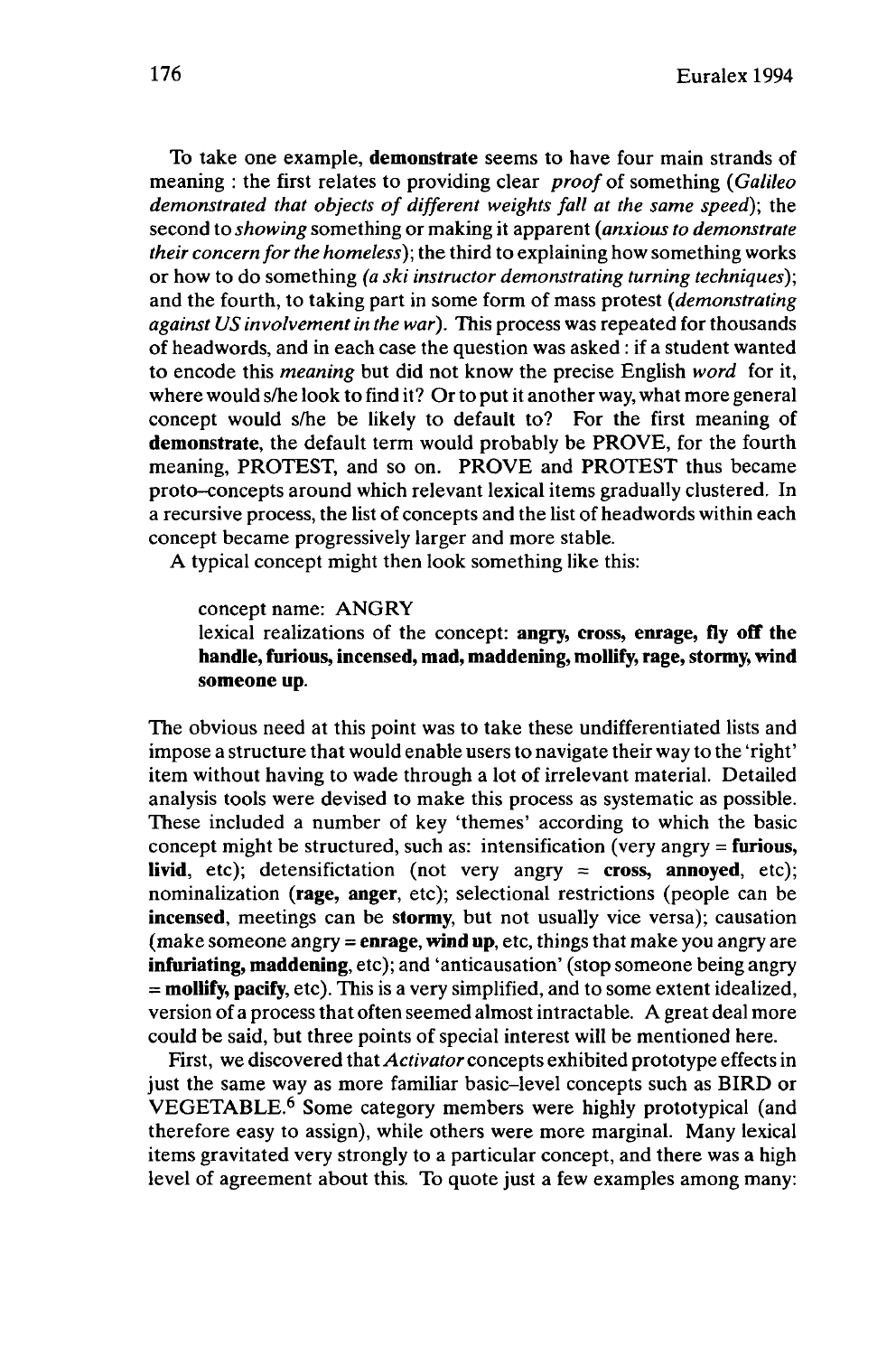To take one example, **demonstrate** seems to have four main strands of meaning : the first relates to providing clear *proof* of something (*Galileo demonstrated that objects of different weights fall at the same speed*); the second to *showing* something or making it apparent (*anxious to demonstrate their concern for the homeless*); the third to explaining how something works or how to do something (*a ski instructor demonstrating turning techniques*); and the fourth, to taking part in some form of mass protest (*demonstrating against US involvement in the war*). This process was repeated for thousands of headwords, and in each case the question was asked : if a student wanted to encode this *meaning* but did not know the precise English *word* for it, where would s/he look to find it? Or to put it another way, what more general concept would s/he be likely to default to? For the first meaning of **demonstrate**, the default term would probably be PROVE, for the fourth meaning, PROTEST, and so on. PROVE and PROTEST thus became proto–concepts around which relevant lexical items gradually clustered. In a recursive process, the list of concepts and the list of headwords within each concept became progressively larger and more stable.

A typical concept might then look something like this:

> concept name: ANGRY
> lexical realizations of the concept: **angry, cross, enrage, fly off the handle, furious, incensed, mad, maddening, mollify, rage, stormy, wind someone up.**

The obvious need at this point was to take these undifferentiated lists and impose a structure that would enable users to navigate their way to the 'right' item without having to wade through a lot of irrelevant material. Detailed analysis tools were devised to make this process as systematic as possible. These included a number of key 'themes' according to which the basic concept might be structured, such as: intensification (very angry = **furious, livid**, etc); detensifictation (not very angry = **cross, annoyed**, etc); nominalization (**rage, anger**, etc); selectional restrictions (people can be **incensed**, meetings can be **stormy**, but not usually vice versa); causation (make someone angry = **enrage, wind up**, etc, things that make you angry are **infuriating, maddening**, etc); and 'anticausation' (stop someone being angry = **mollify, pacify**, etc). This is a very simplified, and to some extent idealized, version of a process that often seemed almost intractable. A great deal more could be said, but three points of special interest will be mentioned here.

First, we discovered that *Activator* concepts exhibited prototype effects in just the same way as more familiar basic–level concepts such as BIRD or VEGETABLE.[6] Some category members were highly prototypical (and therefore easy to assign), while others were more marginal. Many lexical items gravitated very strongly to a particular concept, and there was a high level of agreement about this. To quote just a few examples among many: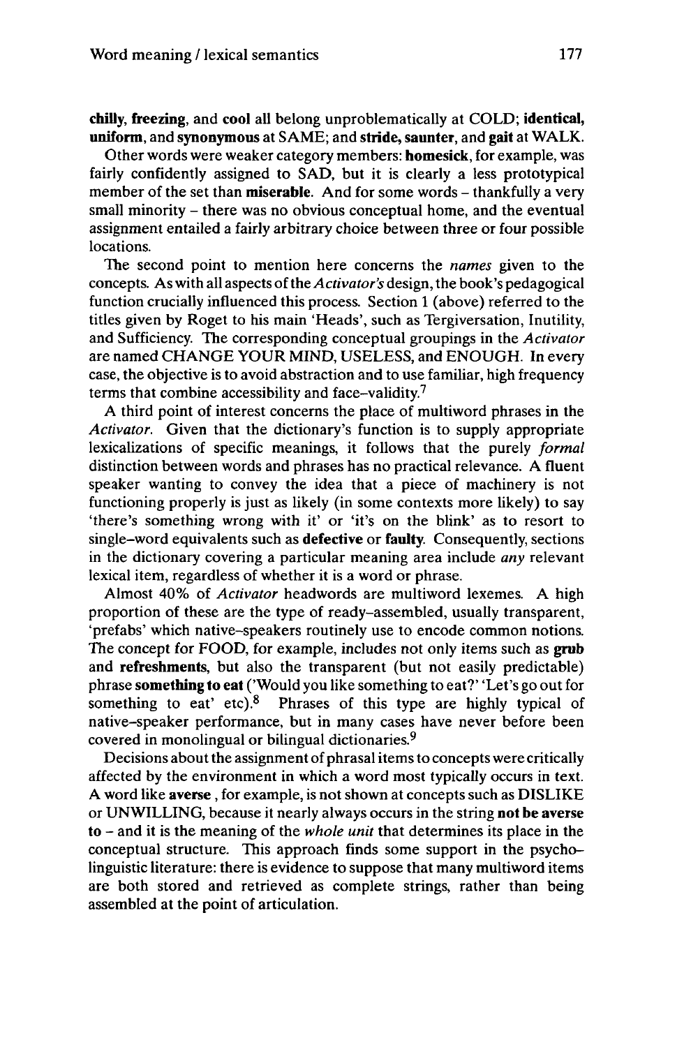**chilly**, **freezing**, and **cool** all belong unproblematically at COLD; **identical**, **uniform**, and **synonymous** at SAME; and **stride, saunter**, and **gait** at WALK.

Other words were weaker category members: **homesick**, for example, was fairly confidently assigned to SAD, but it is clearly a less prototypical member of the set than **miserable**. And for some words – thankfully a very small minority – there was no obvious conceptual home, and the eventual assignment entailed a fairly arbitrary choice between three or four possible locations.

The second point to mention here concerns the *names* given to the concepts. As with all aspects of the *Activator's* design, the book's pedagogical function crucially influenced this process. Section 1 (above) referred to the titles given by Roget to his main 'Heads', such as Tergiversation, Inutility, and Sufficiency. The corresponding conceptual groupings in the *Activator* are named CHANGE YOUR MIND, USELESS, and ENOUGH. In every case, the objective is to avoid abstraction and to use familiar, high frequency terms that combine accessibility and face-validity.[7]

A third point of interest concerns the place of multiword phrases in the *Activator*. Given that the dictionary's function is to supply appropriate lexicalizations of specific meanings, it follows that the purely *formal* distinction between words and phrases has no practical relevance. A fluent speaker wanting to convey the idea that a piece of machinery is not functioning properly is just as likely (in some contexts more likely) to say 'there's something wrong with it' or 'it's on the blink' as to resort to single-word equivalents such as **defective** or **faulty**. Consequently, sections in the dictionary covering a particular meaning area include *any* relevant lexical item, regardless of whether it is a word or phrase.

Almost 40% of *Activator* headwords are multiword lexemes. A high proportion of these are the type of ready-assembled, usually transparent, 'prefabs' which native-speakers routinely use to encode common notions. The concept for FOOD, for example, includes not only items such as **grub** and **refreshments**, but also the transparent (but not easily predictable) phrase **something to eat** ('Would you like something to eat?' 'Let's go out for something to eat' etc).[8] Phrases of this type are highly typical of native-speaker performance, but in many cases have never before been covered in monolingual or bilingual dictionaries.[9]

Decisions about the assignment of phrasal items to concepts were critically affected by the environment in which a word most typically occurs in text. A word like **averse** , for example, is not shown at concepts such as DISLIKE or UNWILLING, because it nearly always occurs in the string **not be averse to** – and it is the meaning of the *whole unit* that determines its place in the conceptual structure. This approach finds some support in the psycholinguistic literature: there is evidence to suppose that many multiword items are both stored and retrieved as complete strings, rather than being assembled at the point of articulation.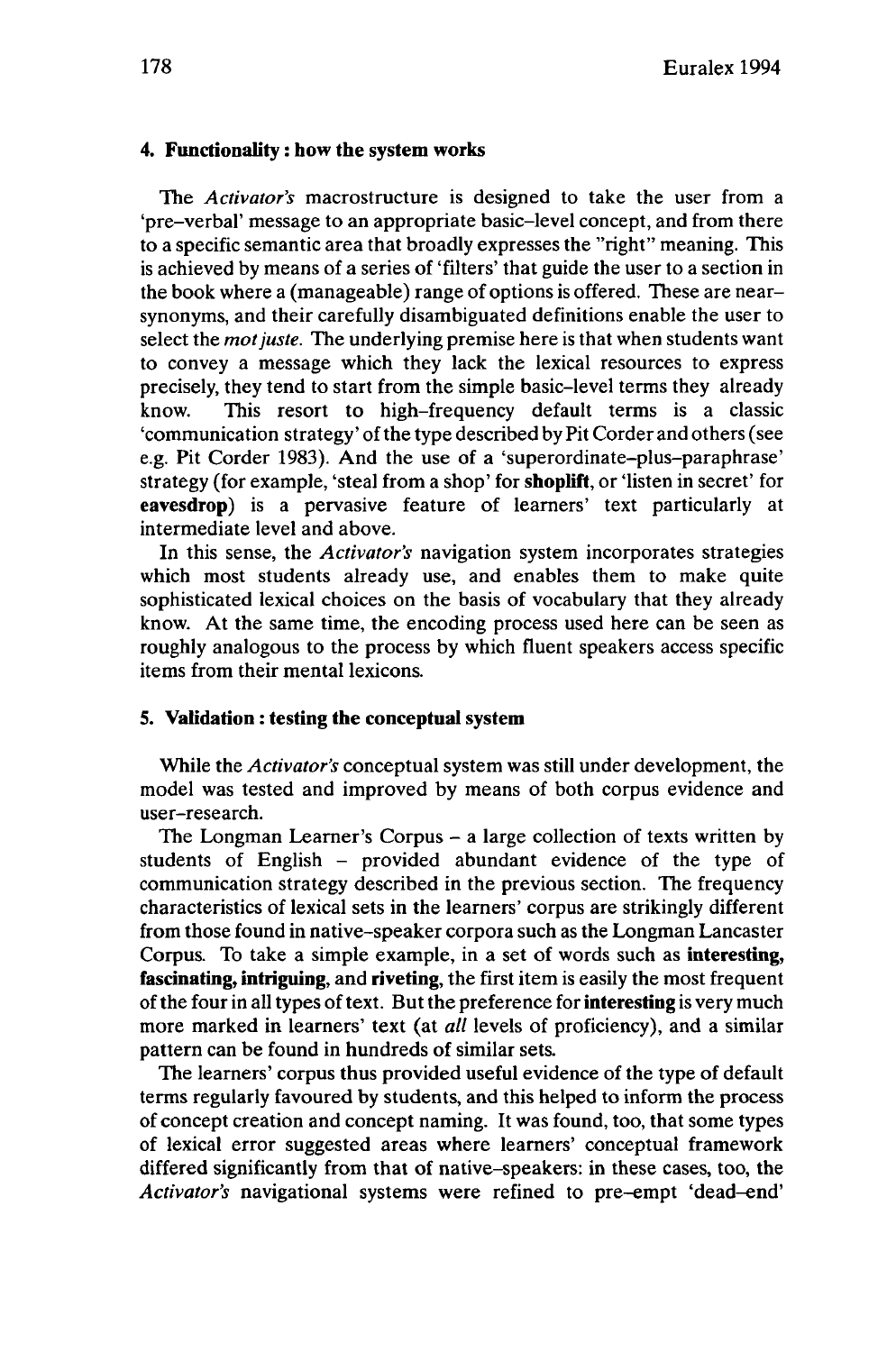### 4. Functionality : how the system works

The *Activator's* macrostructure is designed to take the user from a 'pre-verbal' message to an appropriate basic-level concept, and from there to a specific semantic area that broadly expresses the "right" meaning. This is achieved by means of a series of 'filters' that guide the user to a section in the book where a (manageable) range of options is offered. These are near-synonyms, and their carefully disambiguated definitions enable the user to select the *mot juste*. The underlying premise here is that when students want to convey a message which they lack the lexical resources to express precisely, they tend to start from the simple basic-level terms they already know. This resort to high-frequency default terms is a classic 'communication strategy' of the type described by Pit Corder and others (see e.g. Pit Corder 1983). And the use of a 'superordinate-plus-paraphrase' strategy (for example, 'steal from a shop' for **shoplift**, or 'listen in secret' for **eavesdrop**) is a pervasive feature of learners' text particularly at intermediate level and above.

In this sense, the *Activator's* navigation system incorporates strategies which most students already use, and enables them to make quite sophisticated lexical choices on the basis of vocabulary that they already know. At the same time, the encoding process used here can be seen as roughly analogous to the process by which fluent speakers access specific items from their mental lexicons.

### 5. Validation : testing the conceptual system

While the *Activator's* conceptual system was still under development, the model was tested and improved by means of both corpus evidence and user-research.

The Longman Learner's Corpus – a large collection of texts written by students of English – provided abundant evidence of the type of communication strategy described in the previous section. The frequency characteristics of lexical sets in the learners' corpus are strikingly different from those found in native-speaker corpora such as the Longman Lancaster Corpus. To take a simple example, in a set of words such as **interesting, fascinating, intriguing**, and **riveting**, the first item is easily the most frequent of the four in all types of text. But the preference for **interesting** is very much more marked in learners' text (at *all* levels of proficiency), and a similar pattern can be found in hundreds of similar sets.

The learners' corpus thus provided useful evidence of the type of default terms regularly favoured by students, and this helped to inform the process of concept creation and concept naming. It was found, too, that some types of lexical error suggested areas where learners' conceptual framework differed significantly from that of native-speakers: in these cases, too, the *Activator's* navigational systems were refined to pre-empt 'dead-end'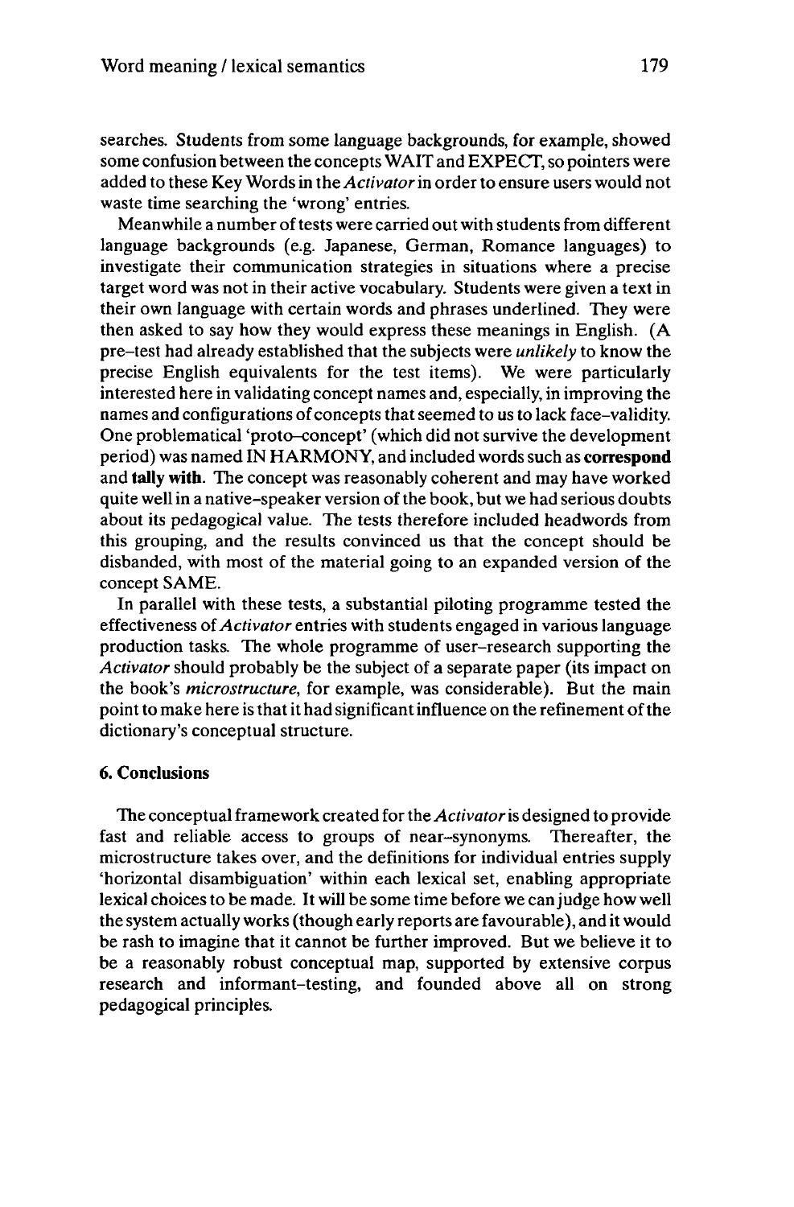searches. Students from some language backgrounds, for example, showed some confusion between the concepts WAIT and EXPECT, so pointers were added to these Key Words in the *Activator* in order to ensure users would not waste time searching the 'wrong' entries.

Meanwhile a number of tests were carried out with students from different language backgrounds (e.g. Japanese, German, Romance languages) to investigate their communication strategies in situations where a precise target word was not in their active vocabulary. Students were given a text in their own language with certain words and phrases underlined. They were then asked to say how they would express these meanings in English. (A pre–test had already established that the subjects were *unlikely* to know the precise English equivalents for the test items). We were particularly interested here in validating concept names and, especially, in improving the names and configurations of concepts that seemed to us to lack face–validity. One problematical 'proto–concept' (which did not survive the development period) was named IN HARMONY, and included words such as **correspond** and **tally with**. The concept was reasonably coherent and may have worked quite well in a native–speaker version of the book, but we had serious doubts about its pedagogical value. The tests therefore included headwords from this grouping, and the results convinced us that the concept should be disbanded, with most of the material going to an expanded version of the concept SAME.

In parallel with these tests, a substantial piloting programme tested the effectiveness of *Activator* entries with students engaged in various language production tasks. The whole programme of user–research supporting the *Activator* should probably be the subject of a separate paper (its impact on the book's *microstructure*, for example, was considerable). But the main point to make here is that it had significant influence on the refinement of the dictionary's conceptual structure.

## 6. Conclusions

The conceptual framework created for the *Activator* is designed to provide fast and reliable access to groups of near–synonyms. Thereafter, the microstructure takes over, and the definitions for individual entries supply 'horizontal disambiguation' within each lexical set, enabling appropriate lexical choices to be made. It will be some time before we can judge how well the system actually works (though early reports are favourable), and it would be rash to imagine that it cannot be further improved. But we believe it to be a reasonably robust conceptual map, supported by extensive corpus research and informant–testing, and founded above all on strong pedagogical principles.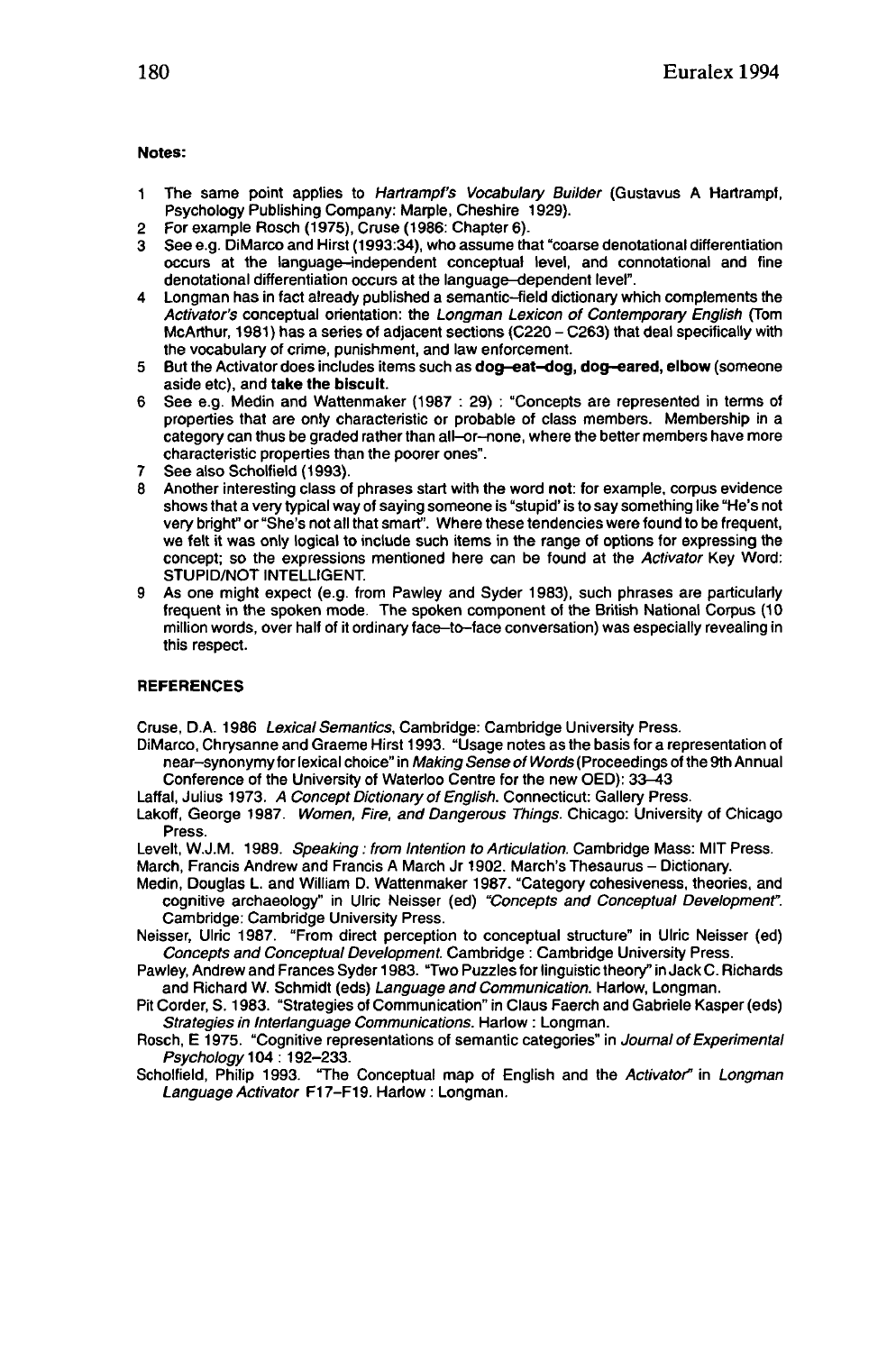**Notes:**

1. The same point applies to *Hartrampf's Vocabulary Builder* (Gustavus A Hartrampf, Psychology Publishing Company: Marple, Cheshire 1929).
2. For example Rosch (1975), Cruse (1986: Chapter 6).
3. See e.g. DiMarco and Hirst (1993:34), who assume that "coarse denotational differentiation occurs at the language–independent conceptual level, and connotational and fine denotational differentiation occurs at the language–dependent level".
4. Longman has in fact already published a semantic–field dictionary which complements the *Activator's* conceptual orientation: the *Longman Lexicon of Contemporary English* (Tom McArthur, 1981) has a series of adjacent sections (C220 – C263) that deal specifically with the vocabulary of crime, punishment, and law enforcement.
5. But the Activator does includes items such as **dog–eat–dog, dog–eared, elbow** (someone aside etc), and **take the biscuit**.
6. See e.g. Medin and Wattenmaker (1987 : 29) : "Concepts are represented in terms of properties that are only characteristic or probable of class members. Membership in a category can thus be graded rather than all–or–none, where the better members have more characteristic properties than the poorer ones".
7. See also Scholfield (1993).
8. Another interesting class of phrases start with the word **not**: for example, corpus evidence shows that a very typical way of saying someone is "stupid' is to say something like "He's not very bright" or "She's not all that smart". Where these tendencies were found to be frequent, we felt it was only logical to include such items in the range of options for expressing the concept; so the expressions mentioned here can be found at the *Activator* Key Word: STUPID/NOT INTELLIGENT.
9. As one might expect (e.g. from Pawley and Syder 1983), such phrases are particularly frequent in the spoken mode. The spoken component of the British National Corpus (10 million words, over half of it ordinary face–to–face conversation) was especially revealing in this respect.

**REFERENCES**

Cruse, D.A. 1986 *Lexical Semantics*, Cambridge: Cambridge University Press.

DiMarco, Chrysanne and Graeme Hirst 1993. "Usage notes as the basis for a representation of near–synonymy for lexical choice" in *Making Sense of Words* (Proceedings of the 9th Annual Conference of the University of Waterloo Centre for the new OED): 33–43

Laffal, Julius 1973. *A Concept Dictionary of English*. Connecticut: Gallery Press.

Lakoff, George 1987. *Women, Fire, and Dangerous Things*. Chicago: University of Chicago Press.

Levelt, W.J.M. 1989. *Speaking : from Intention to Articulation*. Cambridge Mass: MIT Press.

March, Francis Andrew and Francis A March Jr 1902. March's Thesaurus – Dictionary.

Medin, Douglas L. and William D. Wattenmaker 1987. "Category cohesiveness, theories, and cognitive archaeology" in Ulric Neisser (ed) *"Concepts and Conceptual Development"*. Cambridge: Cambridge University Press.

Neisser, Ulric 1987. "From direct perception to conceptual structure" in Ulric Neisser (ed) *Concepts and Conceptual Development*. Cambridge : Cambridge University Press.

Pawley, Andrew and Frances Syder 1983. "Two Puzzles for linguistic theory" in Jack C. Richards and Richard W. Schmidt (eds) *Language and Communication*. Harlow, Longman.

Pit Corder, S. 1983. "Strategies of Communication" in Claus Faerch and Gabriele Kasper (eds) *Strategies in Interlanguage Communications*. Harlow : Longman.

Rosch, E 1975. "Cognitive representations of semantic categories" in *Journal of Experimental Psychology* 104 : 192–233.

Scholfield, Philip 1993. "The Conceptual map of English and the *Activator*" in *Longman Language Activator* F17–F19. Harlow : Longman.